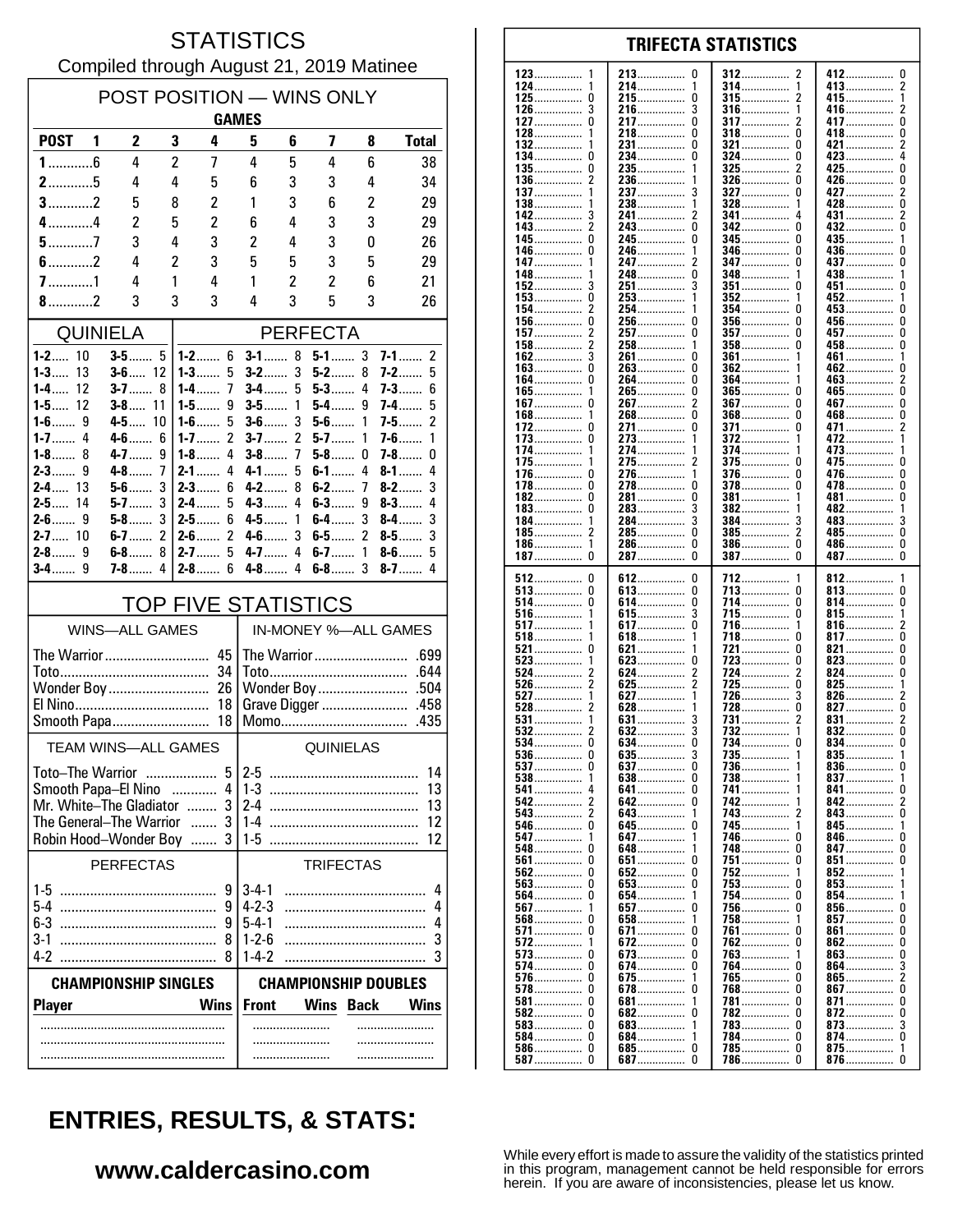# STATISTICS

Compiled through August 21, 2019 Matinee

## POST POSITION — WINS ONLY

| POST | 1 | 2 | 3 | 4 | 5 | 6 | 7 | 8 | Total |
|---|---|---|---|---|---|---|---|---|---|
| | **GAMES** | | | | | | | | |
| 1 | 6 | 4 | 2 | 7 | 4 | 5 | 4 | 6 | 38 |
| 2 | 5 | 4 | 4 | 5 | 6 | 3 | 3 | 4 | 34 |
| 3 | 2 | 5 | 8 | 2 | 1 | 3 | 6 | 2 | 29 |
| 4 | 4 | 2 | 5 | 2 | 6 | 4 | 3 | 3 | 29 |
| 5 | 7 | 3 | 4 | 3 | 2 | 4 | 3 | 0 | 26 |
| 6 | 2 | 4 | 2 | 3 | 5 | 5 | 3 | 5 | 29 |
| 7 | 1 | 4 | 1 | 4 | 1 | 2 | 2 | 6 | 21 |
| 8 | 2 | 3 | 3 | 3 | 4 | 3 | 5 | 3 | 26 |

## QUINIELA

| | | | |
|---|---|---|---|
| 1-2 | 10 | 3-5 | 5 |
| 1-3 | 13 | 3-6 | 12 |
| 1-4 | 12 | 3-7 | 8 |
| 1-5 | 12 | 3-8 | 11 |
| 1-6 | 9 | 4-5 | 10 |
| 1-7 | 4 | 4-6 | 6 |
| 1-8 | 8 | 4-7 | 9 |
| 2-3 | 9 | 4-8 | 7 |
| 2-4 | 13 | 5-6 | 3 |
| 2-5 | 14 | 5-7 | 3 |
| 2-6 | 9 | 5-8 | 3 |
| 2-7 | 10 | 6-7 | 2 |
| 2-8 | 9 | 6-8 | 8 |
| 3-4 | 9 | 7-8 | 4 |

## PERFECTA

| | | | | | | | |
|---|---|---|---|---|---|---|---|
| 1-2 | 6 | 3-1 | 8 | 5-1 | 3 | 7-1 | 2 |
| 1-3 | 5 | 3-2 | 3 | 5-2 | 8 | 7-2 | 5 |
| 1-4 | 7 | 3-4 | 5 | 5-3 | 4 | 7-3 | 6 |
| 1-5 | 9 | 3-5 | 1 | 5-4 | 9 | 7-4 | 5 |
| 1-6 | 5 | 3-6 | 3 | 5-6 | 1 | 7-5 | 2 |
| 1-7 | 2 | 3-7 | 2 | 5-7 | 1 | 7-6 | 1 |
| 1-8 | 4 | 3-8 | 7 | 5-8 | 0 | 7-8 | 0 |
| 2-1 | 4 | 4-1 | 5 | 6-1 | 4 | 8-1 | 4 |
| 2-3 | 6 | 4-2 | 8 | 6-2 | 7 | 8-2 | 3 |
| 2-4 | 5 | 4-3 | 4 | 6-3 | 9 | 8-3 | 4 |
| 2-5 | 6 | 4-5 | 1 | 6-4 | 3 | 8-4 | 3 |
| 2-6 | 2 | 4-6 | 3 | 6-5 | 2 | 8-5 | 3 |
| 2-7 | 5 | 4-7 | 4 | 6-7 | 1 | 8-6 | 5 |
| 2-8 | 6 | 4-8 | 4 | 6-8 | 3 | 8-7 | 4 |

## TOP FIVE STATISTICS

| WINS—ALL GAMES | | IN-MONEY %—ALL GAMES | |
|---|---|---|---|
| The Warrior | 45 | The Warrior | .699 |
| Toto | 34 | Toto | .644 |
| Wonder Boy | 26 | Wonder Boy | .504 |
| El Nino | 18 | Grave Digger | .458 |
| Smooth Papa | 18 | Momo | .435 |

| TEAM WINS—ALL GAMES | | QUINIELAS | |
|---|---|---|---|
| Toto–The Warrior | 5 | 2-5 | 14 |
| Smooth Papa–El Nino | 4 | 1-3 | 13 |
| Mr. White–The Gladiator | 3 | 2-4 | 13 |
| The General–The Warrior | 3 | 1-4 | 12 |
| Robin Hood–Wonder Boy | 3 | 1-5 | 12 |

| PERFECTAS | | TRIFECTAS | |
|---|---|---|---|
| 1-5 | 9 | 3-4-1 | 4 |
| 5-4 | 9 | 4-2-3 | 4 |
| 6-3 | 9 | 5-4-1 | 4 |
| 3-1 | 8 | 1-2-6 | 3 |
| 4-2 | 8 | 1-4-2 | 3 |

| CHAMPIONSHIP SINGLES | | CHAMPIONSHIP DOUBLES | | | |
|---|---|---|---|---|---|
| Player | Wins | Front | Wins | Back | Wins |
| | | | | | |
| | | | | | |
| | | | | | |

## TRIFECTA STATISTICS

| | | | | | | | |
|---|---|---|---|---|---|---|---|
| 123 | 1 | 213 | 0 | 312 | 2 | 412 | 0 |
| 124 | 1 | 214 | 1 | 314 | 1 | 413 | 2 |
| 125 | 0 | 215 | 0 | 315 | 2 | 415 | 1 |
| 126 | 3 | 216 | 3 | 316 | 1 | 416 | 2 |
| 127 | 0 | 217 | 0 | 317 | 2 | 417 | 0 |
| 128 | 1 | 218 | 0 | 318 | 0 | 418 | 0 |
| 132 | 1 | 231 | 0 | 321 | 0 | 421 | 2 |
| 134 | 0 | 234 | 0 | 324 | 0 | 423 | 4 |
| 135 | 0 | 235 | 1 | 325 | 2 | 425 | 0 |
| 136 | 2 | 236 | 1 | 326 | 0 | 426 | 0 |
| 137 | 1 | 237 | 3 | 327 | 0 | 427 | 2 |
| 138 | 1 | 238 | 1 | 328 | 1 | 428 | 0 |
| 142 | 3 | 241 | 2 | 341 | 4 | 431 | 2 |
| 143 | 2 | 243 | 0 | 342 | 0 | 432 | 0 |
| 145 | 0 | 245 | 0 | 345 | 0 | 435 | 1 |
| 146 | 0 | 246 | 1 | 346 | 0 | 436 | 0 |
| 147 | 1 | 247 | 2 | 347 | 0 | 437 | 0 |
| 148 | 1 | 248 | 0 | 348 | 1 | 438 | 1 |
| 152 | 3 | 251 | 3 | 351 | 0 | 451 | 0 |
| 153 | 0 | 253 | 1 | 352 | 1 | 452 | 1 |
| 154 | 2 | 254 | 1 | 354 | 0 | 453 | 0 |
| 156 | 0 | 256 | 0 | 356 | 0 | 456 | 0 |
| 157 | 2 | 257 | 0 | 357 | 0 | 457 | 0 |
| 158 | 2 | 258 | 1 | 358 | 0 | 458 | 0 |
| 162 | 3 | 261 | 0 | 361 | 1 | 461 | 1 |
| 163 | 0 | 263 | 0 | 362 | 1 | 462 | 0 |
| 164 | 0 | 264 | 0 | 364 | 1 | 463 | 2 |
| 165 | 1 | 265 | 0 | 365 | 0 | 465 | 0 |
| 167 | 0 | 267 | 2 | 367 | 0 | 467 | 0 |
| 168 | 1 | 268 | 0 | 368 | 0 | 468 | 0 |
| 172 | 0 | 271 | 0 | 371 | 0 | 471 | 2 |
| 173 | 0 | 273 | 1 | 372 | 1 | 472 | 1 |
| 174 | 1 | 274 | 1 | 374 | 1 | 473 | 1 |
| 175 | 1 | 275 | 2 | 375 | 0 | 475 | 0 |
| 176 | 0 | 276 | 1 | 376 | 0 | 476 | 0 |
| 178 | 0 | 278 | 0 | 378 | 0 | 478 | 0 |
| 182 | 0 | 281 | 0 | 381 | 1 | 481 | 0 |
| 183 | 0 | 283 | 3 | 382 | 1 | 482 | 1 |
| 184 | 1 | 284 | 3 | 384 | 3 | 483 | 3 |
| 185 | 2 | 285 | 0 | 385 | 2 | 485 | 0 |
| 186 | 1 | 286 | 0 | 386 | 0 | 486 | 0 |
| 187 | 0 | 287 | 0 | 387 | 0 | 487 | 0 |
| 512 | 0 | 612 | 0 | 712 | 1 | 812 | 1 |
| 513 | 0 | 613 | 0 | 713 | 0 | 813 | 0 |
| 514 | 0 | 614 | 0 | 714 | 0 | 814 | 0 |
| 516 | 1 | 615 | 3 | 715 | 0 | 815 | 1 |
| 517 | 1 | 617 | 0 | 716 | 1 | 816 | 2 |
| 518 | 1 | 618 | 1 | 718 | 0 | 817 | 0 |
| 521 | 0 | 621 | 1 | 721 | 0 | 821 | 0 |
| 523 | 1 | 623 | 0 | 723 | 0 | 823 | 0 |
| 524 | 2 | 624 | 2 | 724 | 2 | 824 | 0 |
| 526 | 2 | 625 | 2 | 725 | 0 | 825 | 1 |
| 527 | 1 | 627 | 1 | 726 | 3 | 826 | 2 |
| 528 | 2 | 628 | 1 | 728 | 0 | 827 | 0 |
| 531 | 1 | 631 | 3 | 731 | 2 | 831 | 2 |
| 532 | 2 | 632 | 3 | 732 | 1 | 832 | 0 |
| 534 | 0 | 634 | 0 | 734 | 0 | 834 | 0 |
| 536 | 0 | 635 | 3 | 735 | 1 | 835 | 1 |
| 537 | 0 | 637 | 0 | 736 | 1 | 836 | 0 |
| 538 | 1 | 638 | 0 | 738 | 1 | 837 | 1 |
| 541 | 4 | 641 | 0 | 741 | 1 | 841 | 0 |
| 542 | 2 | 642 | 0 | 742 | 1 | 842 | 2 |
| 543 | 2 | 643 | 1 | 743 | 2 | 843 | 0 |
| 546 | 0 | 645 | 0 | 745 | 1 | 845 | 1 |
| 547 | 1 | 647 | 1 | 746 | 0 | 846 | 0 |
| 548 | 0 | 648 | 1 | 748 | 0 | 847 | 0 |
| 561 | 0 | 651 | 0 | 751 | 0 | 851 | 0 |
| 562 | 0 | 652 | 0 | 752 | 1 | 852 | 1 |
| 563 | 0 | 653 | 0 | 753 | 0 | 853 | 1 |
| 564 | 0 | 654 | 1 | 754 | 0 | 854 | 1 |
| 567 | 1 | 657 | 0 | 756 | 0 | 856 | 0 |
| 568 | 0 | 658 | 1 | 758 | 1 | 857 | 0 |
| 571 | 0 | 671 | 0 | 761 | 0 | 861 | 0 |
| 572 | 1 | 672 | 0 | 762 | 0 | 862 | 0 |
| 573 | 0 | 673 | 0 | 763 | 1 | 863 | 0 |
| 574 | 0 | 674 | 0 | 764 | 0 | 864 | 3 |
| 576 | 0 | 675 | 1 | 765 | 0 | 865 | 2 |
| 578 | 0 | 678 | 0 | 768 | 0 | 867 | 0 |
| 581 | 0 | 681 | 1 | 781 | 0 | 871 | 0 |
| 582 | 0 | 682 | 0 | 782 | 0 | 872 | 0 |
| 583 | 0 | 683 | 1 | 783 | 0 | 873 | 3 |
| 584 | 0 | 684 | 1 | 784 | 0 | 874 | 0 |
| 586 | 0 | 685 | 0 | 785 | 0 | 875 | 1 |
| 587 | 0 | 687 | 0 | 786 | 0 | 876 | 0 |

## ENTRIES, RESULTS, & STATS:

**www.caldercasino.com**

While every effort is made to assure the validity of the statistics printed in this program, management cannot be held responsible for errors herein. If you are aware of inconsistencies, please let us know.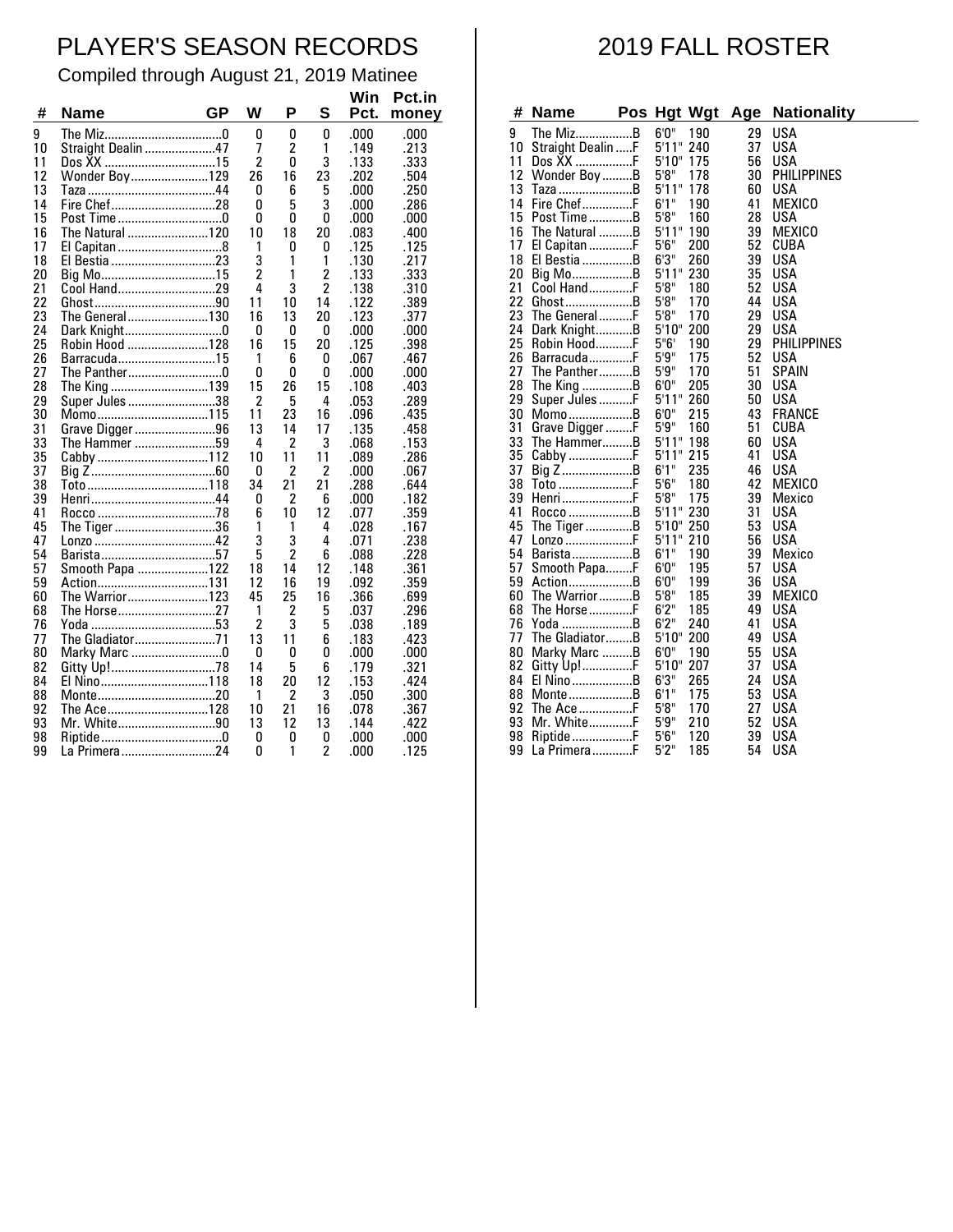# PLAYER'S SEASON RECORDS

Compiled through August 21, 2019 Matinee

| # | Name | GP | W | P | S | Win Pct. | Pct.in money |
|---|---|---|---|---|---|---|---|
| 9 | The Miz | 0 | 0 | 0 | 0 | .000 | .000 |
| 10 | Straight Dealin | 47 | 7 | 2 | 1 | .149 | .213 |
| 11 | Dos XX | 15 | 2 | 0 | 3 | .133 | .333 |
| 12 | Wonder Boy | 129 | 26 | 16 | 23 | .202 | .504 |
| 13 | Taza | 44 | 0 | 6 | 5 | .000 | .250 |
| 14 | Fire Chef | 28 | 0 | 5 | 3 | .000 | .286 |
| 15 | Post Time | 0 | 0 | 0 | 0 | .000 | .000 |
| 16 | The Natural | 120 | 10 | 18 | 20 | .083 | .400 |
| 17 | El Capitan | 8 | 1 | 0 | 0 | .125 | .125 |
| 18 | El Bestia | 23 | 3 | 1 | 1 | .130 | .217 |
| 20 | Big Mo | 15 | 2 | 1 | 2 | .133 | .333 |
| 21 | Cool Hand | 29 | 4 | 3 | 2 | .138 | .310 |
| 22 | Ghost | 90 | 11 | 10 | 14 | .122 | .389 |
| 23 | The General | 130 | 16 | 13 | 20 | .123 | .377 |
| 24 | Dark Knight | 0 | 0 | 0 | 0 | .000 | .000 |
| 25 | Robin Hood | 128 | 16 | 15 | 20 | .125 | .398 |
| 26 | Barracuda | 15 | 1 | 6 | 0 | .067 | .467 |
| 27 | The Panther | 0 | 0 | 0 | 0 | .000 | .000 |
| 28 | The King | 139 | 15 | 26 | 15 | .108 | .403 |
| 29 | Super Jules | 38 | 2 | 5 | 4 | .053 | .289 |
| 30 | Momo | 115 | 11 | 23 | 16 | .096 | .435 |
| 31 | Grave Digger | 96 | 13 | 14 | 17 | .135 | .458 |
| 33 | The Hammer | 59 | 4 | 2 | 3 | .068 | .153 |
| 35 | Cabby | 112 | 10 | 11 | 11 | .089 | .286 |
| 37 | Big Z | 60 | 0 | 2 | 2 | .000 | .067 |
| 38 | Toto | 118 | 34 | 21 | 21 | .288 | .644 |
| 39 | Henri | 44 | 0 | 2 | 6 | .000 | .182 |
| 41 | Rocco | 78 | 6 | 10 | 12 | .077 | .359 |
| 45 | The Tiger | 36 | 1 | 1 | 4 | .028 | .167 |
| 47 | Lonzo | 42 | 3 | 3 | 4 | .071 | .238 |
| 54 | Barista | 57 | 5 | 2 | 6 | .088 | .228 |
| 57 | Smooth Papa | 122 | 18 | 14 | 12 | .148 | .361 |
| 59 | Action | 131 | 12 | 16 | 19 | .092 | .359 |
| 60 | The Warrior | 123 | 45 | 25 | 16 | .366 | .699 |
| 68 | The Horse | 27 | 1 | 2 | 5 | .037 | .296 |
| 76 | Yoda | 53 | 2 | 3 | 5 | .038 | .189 |
| 77 | The Gladiator | 71 | 13 | 11 | 6 | .183 | .423 |
| 80 | Marky Marc | 0 | 0 | 0 | 0 | .000 | .000 |
| 82 | Gitty Up! | 78 | 14 | 5 | 6 | .179 | .321 |
| 84 | El Nino | 118 | 18 | 20 | 12 | .153 | .424 |
| 88 | Monte | 20 | 1 | 2 | 3 | .050 | .300 |
| 92 | The Ace | 128 | 10 | 21 | 16 | .078 | .367 |
| 93 | Mr. White | 90 | 13 | 12 | 13 | .144 | .422 |
| 98 | Riptide | 0 | 0 | 0 | 0 | .000 | .000 |
| 99 | La Primera | 24 | 0 | 1 | 2 | .000 | .125 |

# 2019 FALL ROSTER

| # | Name | Pos | Hgt | Wgt | Age | Nationality |
|---|---|---|---|---|---|---|
| 9 | The Miz | B | 6'0" | 190 | 29 | USA |
| 10 | Straight Dealin | F | 5'11" | 240 | 37 | USA |
| 11 | Dos XX | F | 5'10" | 175 | 56 | USA |
| 12 | Wonder Boy | B | 5'8" | 178 | 30 | PHILIPPINES |
| 13 | Taza | B | 5'11" | 178 | 60 | USA |
| 14 | Fire Chef | F | 6'1" | 190 | 41 | MEXICO |
| 15 | Post Time | B | 5'8" | 160 | 28 | USA |
| 16 | The Natural | B | 5'11" | 190 | 39 | MEXICO |
| 17 | El Capitan | F | 5'6" | 200 | 52 | CUBA |
| 18 | El Bestia | B | 6'3" | 260 | 39 | USA |
| 20 | Big Mo | B | 5'11" | 230 | 35 | USA |
| 21 | Cool Hand | F | 5'8" | 180 | 52 | USA |
| 22 | Ghost | B | 5'8" | 170 | 44 | USA |
| 23 | The General | F | 5'8" | 170 | 29 | USA |
| 24 | Dark Knight | B | 5'10" | 200 | 29 | USA |
| 25 | Robin Hood | F | 5"6' | 190 | 29 | PHILIPPINES |
| 26 | Barracuda | F | 5'9" | 175 | 52 | USA |
| 27 | The Panther | B | 5'9" | 170 | 51 | SPAIN |
| 28 | The King | B | 6'0" | 205 | 30 | USA |
| 29 | Super Jules | F | 5'11" | 260 | 50 | USA |
| 30 | Momo | B | 6'0" | 215 | 43 | FRANCE |
| 31 | Grave Digger | F | 5'9" | 160 | 51 | CUBA |
| 33 | The Hammer | B | 5'11" | 198 | 60 | USA |
| 35 | Cabby | F | 5'11" | 215 | 41 | USA |
| 37 | Big Z | B | 6'1" | 235 | 46 | USA |
| 38 | Toto | F | 5'6" | 180 | 42 | MEXICO |
| 39 | Henri | F | 5'8" | 175 | 39 | Mexico |
| 41 | Rocco | B | 5'11" | 230 | 31 | USA |
| 45 | The Tiger | B | 5'10" | 250 | 53 | USA |
| 47 | Lonzo | F | 5'11" | 210 | 56 | USA |
| 54 | Barista | B | 6'1" | 190 | 39 | Mexico |
| 57 | Smooth Papa | F | 6'0" | 195 | 57 | USA |
| 59 | Action | B | 6'0" | 199 | 36 | USA |
| 60 | The Warrior | B | 5'8" | 185 | 39 | MEXICO |
| 68 | The Horse | F | 6'2" | 185 | 49 | USA |
| 76 | Yoda | B | 6'2" | 240 | 41 | USA |
| 77 | The Gladiator | B | 5'10" | 200 | 49 | USA |
| 80 | Marky Marc | B | 6'0" | 190 | 55 | USA |
| 82 | Gitty Up! | F | 5'10" | 207 | 37 | USA |
| 84 | El Nino | B | 6'3" | 265 | 24 | USA |
| 88 | Monte | B | 6'1" | 175 | 53 | USA |
| 92 | The Ace | F | 5'8" | 170 | 27 | USA |
| 93 | Mr. White | F | 5'9" | 210 | 52 | USA |
| 98 | Riptide | F | 5'6" | 120 | 39 | USA |
| 99 | La Primera | F | 5'2" | 185 | 54 | USA |